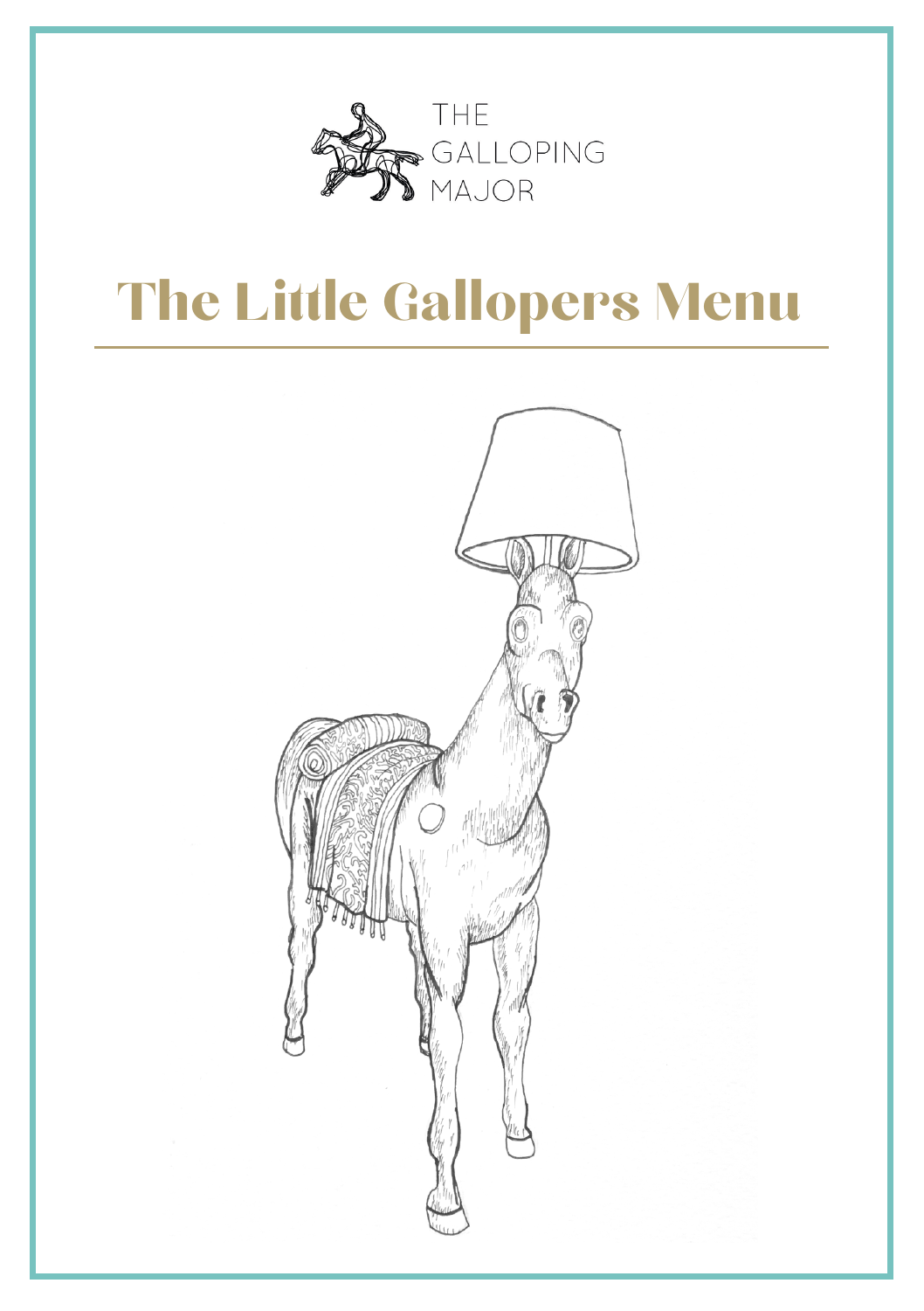THE GALLOPING MAJOR

# The Little Gallopers Menu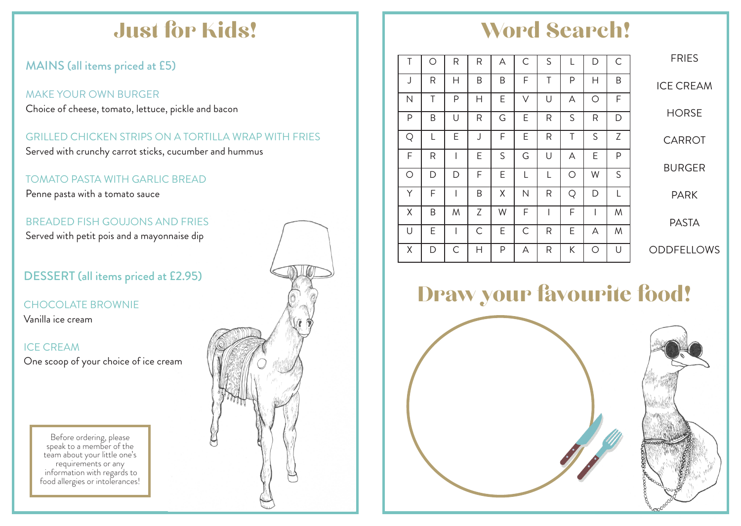# Just for Kids!

## MAINS (all items priced at £5)

MAKE YOUR OWN BURGER
Choice of cheese, tomato, lettuce, pickle and bacon

GRILLED CHICKEN STRIPS ON A TORTILLA WRAP WITH FRIES
Served with crunchy carrot sticks, cucumber and hummus

TOMATO PASTA WITH GARLIC BREAD
Penne pasta with a tomato sauce

BREADED FISH GOUJONS AND FRIES
Served with petit pois and a mayonnaise dip

## DESSERT (all items priced at £2.95)

CHOCOLATE BROWNIE
Vanilla ice cream

ICE CREAM
One scoop of your choice of ice cream

Before ordering, please speak to a member of the team about your little one's requirements or any information with regards to food allergies or intolerances!

# Word Search!

| | | | | | | | | | |
|---|---|---|---|---|---|---|---|---|---|
| T | O | R | R | A | C | S | L | D | C |
| J | R | H | B | B | F | T | P | H | B |
| N | T | P | H | E | V | U | A | O | F |
| P | B | U | R | G | E | R | S | R | D |
| Q | L | E | J | F | E | R | T | S | Z |
| F | R | I | E | S | G | U | A | E | P |
| O | D | D | F | E | L | L | O | W | S |
| Y | F | I | B | X | N | R | Q | D | L |
| X | B | M | Z | W | F | I | F | I | M |
| U | E | I | C | E | C | R | E | A | M |
| X | D | C | H | P | A | R | K | O | U |

FRIES
ICE CREAM
HORSE
CARROT
BURGER
PARK
PASTA
ODDFELLOWS

# Draw your favourite food!